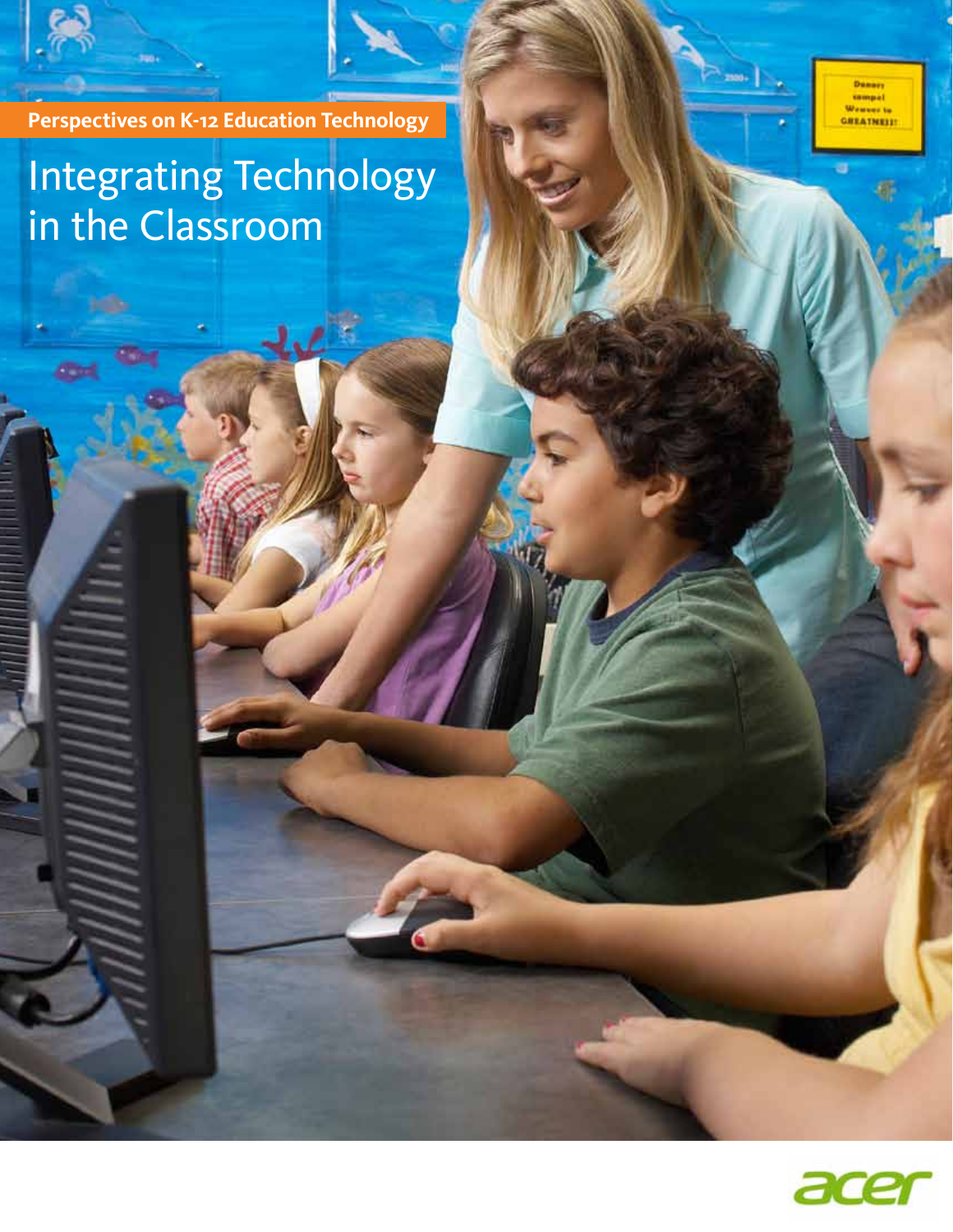Perspectives on K-12 Education Technology

# Integrating Technology in the Classroom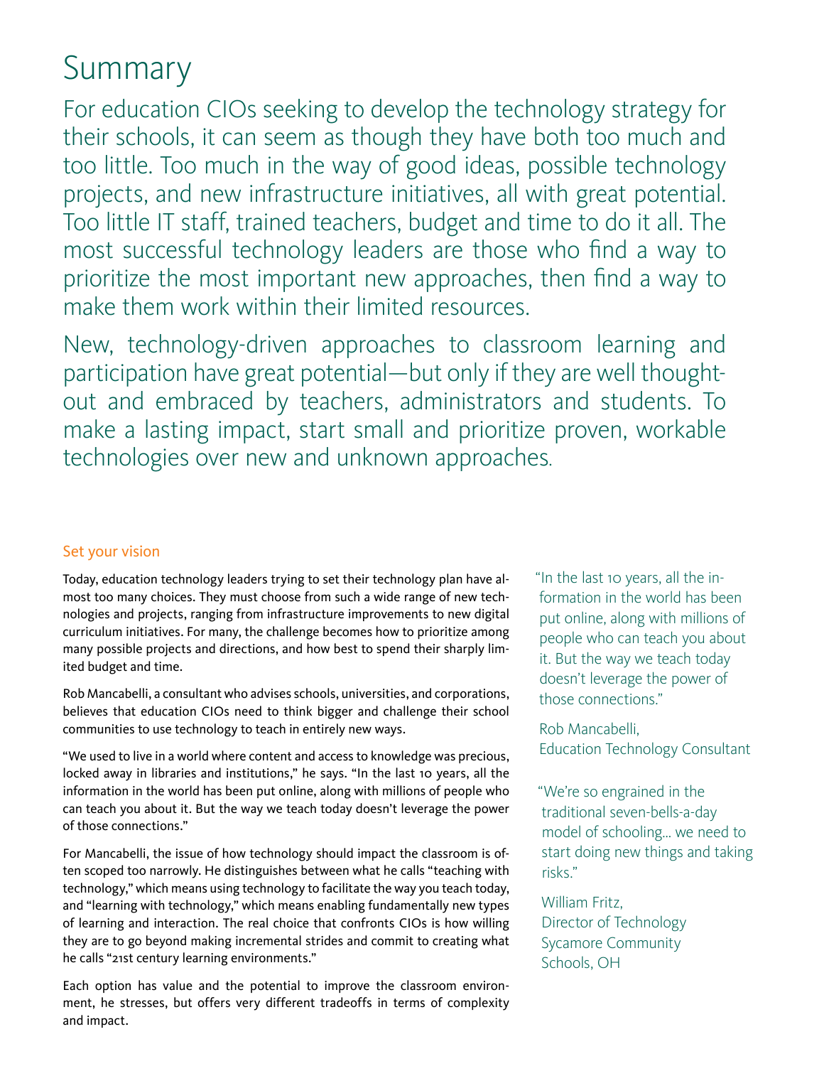# Summary

For education CIOs seeking to develop the technology strategy for their schools, it can seem as though they have both too much and too little. Too much in the way of good ideas, possible technology projects, and new infrastructure initiatives, all with great potential. Too little IT staff, trained teachers, budget and time to do it all. The most successful technology leaders are those who find a way to prioritize the most important new approaches, then find a way to make them work within their limited resources.

New, technology-driven approaches to classroom learning and participation have great potential—but only if they are well thought-out and embraced by teachers, administrators and students. To make a lasting impact, start small and prioritize proven, workable technologies over new and unknown approaches.

## Set your vision

Today, education technology leaders trying to set their technology plan have almost too many choices. They must choose from such a wide range of new technologies and projects, ranging from infrastructure improvements to new digital curriculum initiatives. For many, the challenge becomes how to prioritize among many possible projects and directions, and how best to spend their sharply limited budget and time.

Rob Mancabelli, a consultant who advises schools, universities, and corporations, believes that education CIOs need to think bigger and challenge their school communities to use technology to teach in entirely new ways.

"We used to live in a world where content and access to knowledge was precious, locked away in libraries and institutions," he says. "In the last 10 years, all the information in the world has been put online, along with millions of people who can teach you about it. But the way we teach today doesn't leverage the power of those connections."

For Mancabelli, the issue of how technology should impact the classroom is often scoped too narrowly. He distinguishes between what he calls "teaching with technology," which means using technology to facilitate the way you teach today, and "learning with technology," which means enabling fundamentally new types of learning and interaction. The real choice that confronts CIOs is how willing they are to go beyond making incremental strides and commit to creating what he calls "21st century learning environments."

Each option has value and the potential to improve the classroom environment, he stresses, but offers very different tradeoffs in terms of complexity and impact.

> "In the last 10 years, all the information in the world has been put online, along with millions of people who can teach you about it. But the way we teach today doesn't leverage the power of those connections."
>
> Rob Mancabelli,
> Education Technology Consultant

> "We're so engrained in the traditional seven-bells-a-day model of schooling... we need to start doing new things and taking risks."
>
> William Fritz,
> Director of Technology
> Sycamore Community Schools, OH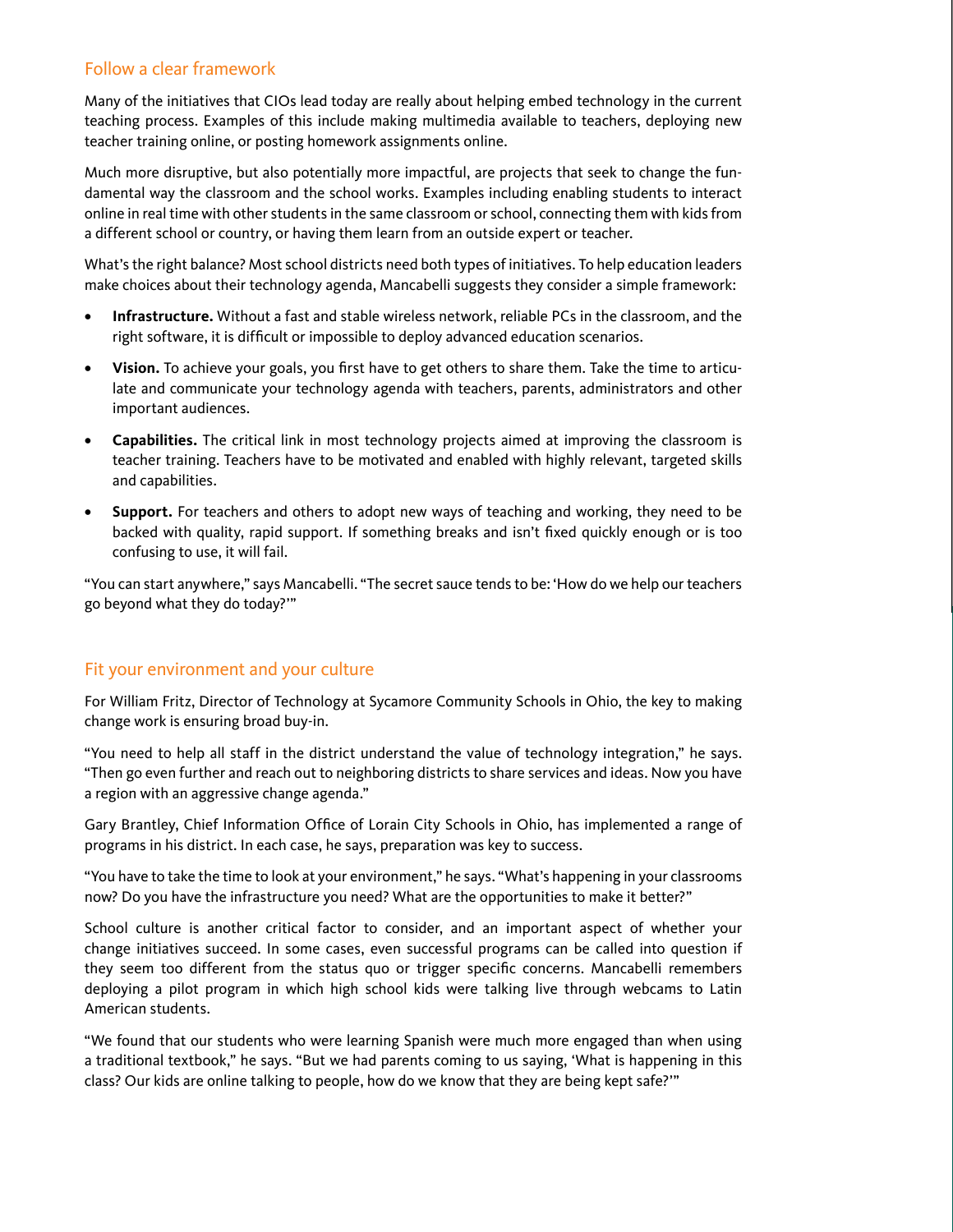## Follow a clear framework

Many of the initiatives that CIOs lead today are really about helping embed technology in the current teaching process. Examples of this include making multimedia available to teachers, deploying new teacher training online, or posting homework assignments online.

Much more disruptive, but also potentially more impactful, are projects that seek to change the fundamental way the classroom and the school works. Examples including enabling students to interact online in real time with other students in the same classroom or school, connecting them with kids from a different school or country, or having them learn from an outside expert or teacher.

What's the right balance? Most school districts need both types of initiatives. To help education leaders make choices about their technology agenda, Mancabelli suggests they consider a simple framework:

- **Infrastructure.** Without a fast and stable wireless network, reliable PCs in the classroom, and the right software, it is difficult or impossible to deploy advanced education scenarios.
- **Vision.** To achieve your goals, you first have to get others to share them. Take the time to articulate and communicate your technology agenda with teachers, parents, administrators and other important audiences.
- **Capabilities.** The critical link in most technology projects aimed at improving the classroom is teacher training. Teachers have to be motivated and enabled with highly relevant, targeted skills and capabilities.
- **Support.** For teachers and others to adopt new ways of teaching and working, they need to be backed with quality, rapid support. If something breaks and isn't fixed quickly enough or is too confusing to use, it will fail.

"You can start anywhere," says Mancabelli. "The secret sauce tends to be: 'How do we help our teachers go beyond what they do today?'"

## Fit your environment and your culture

For William Fritz, Director of Technology at Sycamore Community Schools in Ohio, the key to making change work is ensuring broad buy-in.

"You need to help all staff in the district understand the value of technology integration," he says. "Then go even further and reach out to neighboring districts to share services and ideas. Now you have a region with an aggressive change agenda."

Gary Brantley, Chief Information Office of Lorain City Schools in Ohio, has implemented a range of programs in his district. In each case, he says, preparation was key to success.

"You have to take the time to look at your environment," he says. "What's happening in your classrooms now? Do you have the infrastructure you need? What are the opportunities to make it better?"

School culture is another critical factor to consider, and an important aspect of whether your change initiatives succeed. In some cases, even successful programs can be called into question if they seem too different from the status quo or trigger specific concerns. Mancabelli remembers deploying a pilot program in which high school kids were talking live through webcams to Latin American students.

"We found that our students who were learning Spanish were much more engaged than when using a traditional textbook," he says. "But we had parents coming to us saying, 'What is happening in this class? Our kids are online talking to people, how do we know that they are being kept safe?'"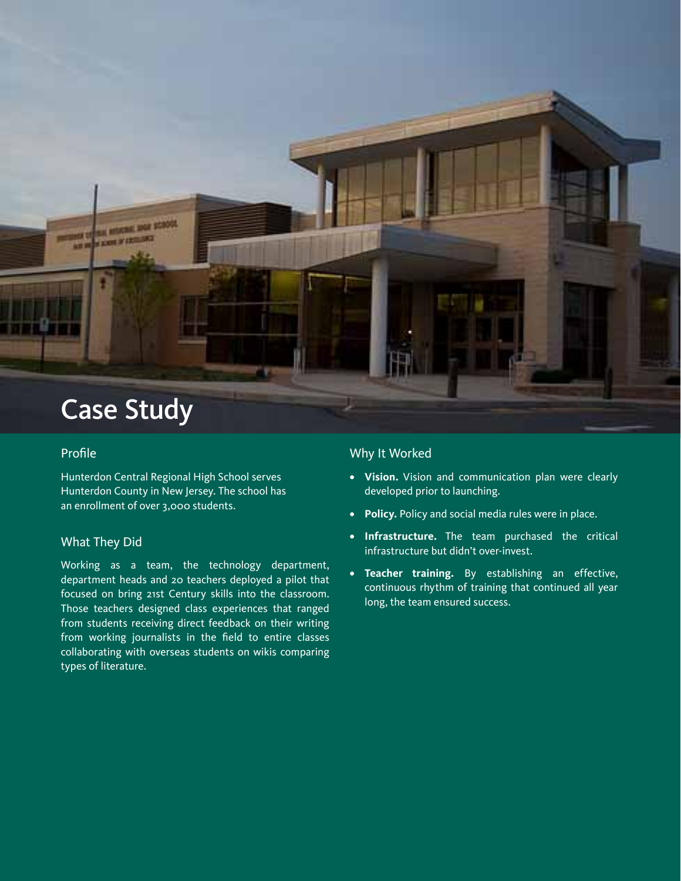# Case Study

## Profile

Hunterdon Central Regional High School serves Hunterdon County in New Jersey. The school has an enrollment of over 3,000 students.

## What They Did

Working as a team, the technology department, department heads and 20 teachers deployed a pilot that focused on bring 21st Century skills into the classroom. Those teachers designed class experiences that ranged from students receiving direct feedback on their writing from working journalists in the field to entire classes collaborating with overseas students on wikis comparing types of literature.

## Why It Worked

- **Vision.** Vision and communication plan were clearly developed prior to launching.
- **Policy.** Policy and social media rules were in place.
- **Infrastructure.** The team purchased the critical infrastructure but didn't over-invest.
- **Teacher training.** By establishing an effective, continuous rhythm of training that continued all year long, the team ensured success.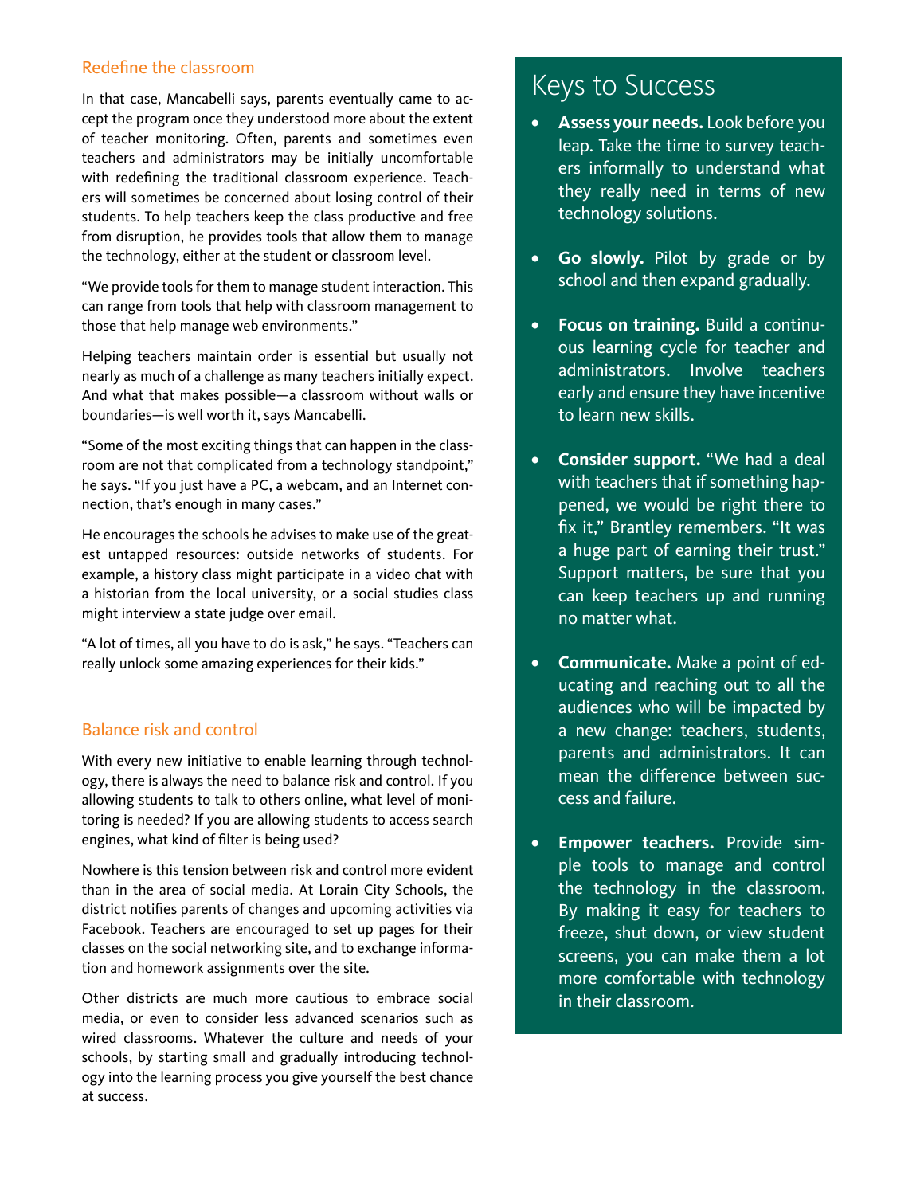## Redefine the classroom

In that case, Mancabelli says, parents eventually came to accept the program once they understood more about the extent of teacher monitoring. Often, parents and sometimes even teachers and administrators may be initially uncomfortable with redefining the traditional classroom experience. Teachers will sometimes be concerned about losing control of their students. To help teachers keep the class productive and free from disruption, he provides tools that allow them to manage the technology, either at the student or classroom level.

"We provide tools for them to manage student interaction. This can range from tools that help with classroom management to those that help manage web environments."

Helping teachers maintain order is essential but usually not nearly as much of a challenge as many teachers initially expect. And what that makes possible—a classroom without walls or boundaries—is well worth it, says Mancabelli.

"Some of the most exciting things that can happen in the classroom are not that complicated from a technology standpoint," he says. "If you just have a PC, a webcam, and an Internet connection, that's enough in many cases."

He encourages the schools he advises to make use of the greatest untapped resources: outside networks of students. For example, a history class might participate in a video chat with a historian from the local university, or a social studies class might interview a state judge over email.

"A lot of times, all you have to do is ask," he says. "Teachers can really unlock some amazing experiences for their kids."

## Balance risk and control

With every new initiative to enable learning through technology, there is always the need to balance risk and control. If you allowing students to talk to others online, what level of monitoring is needed? If you are allowing students to access search engines, what kind of filter is being used?

Nowhere is this tension between risk and control more evident than in the area of social media. At Lorain City Schools, the district notifies parents of changes and upcoming activities via Facebook. Teachers are encouraged to set up pages for their classes on the social networking site, and to exchange information and homework assignments over the site.

Other districts are much more cautious to embrace social media, or even to consider less advanced scenarios such as wired classrooms. Whatever the culture and needs of your schools, by starting small and gradually introducing technology into the learning process you give yourself the best chance at success.

## Keys to Success

- **Assess your needs.** Look before you leap. Take the time to survey teachers informally to understand what they really need in terms of new technology solutions.
- **Go slowly.** Pilot by grade or by school and then expand gradually.
- **Focus on training.** Build a continuous learning cycle for teacher and administrators. Involve teachers early and ensure they have incentive to learn new skills.
- **Consider support.** "We had a deal with teachers that if something happened, we would be right there to fix it," Brantley remembers. "It was a huge part of earning their trust." Support matters, be sure that you can keep teachers up and running no matter what.
- **Communicate.** Make a point of educating and reaching out to all the audiences who will be impacted by a new change: teachers, students, parents and administrators. It can mean the difference between success and failure.
- **Empower teachers.** Provide simple tools to manage and control the technology in the classroom. By making it easy for teachers to freeze, shut down, or view student screens, you can make them a lot more comfortable with technology in their classroom.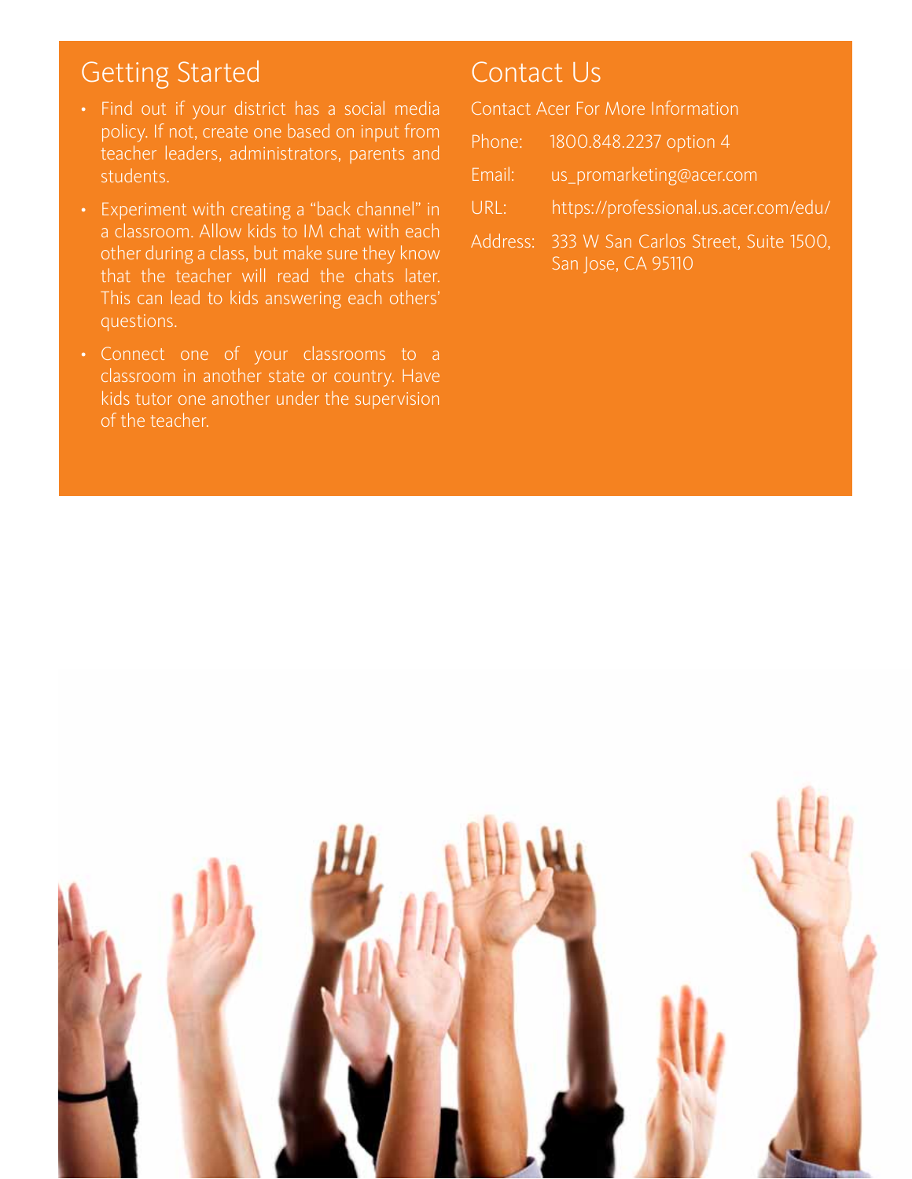## Getting Started

- Find out if your district has a social media policy. If not, create one based on input from teacher leaders, administrators, parents and students.
- Experiment with creating a "back channel" in a classroom. Allow kids to IM chat with each other during a class, but make sure they know that the teacher will read the chats later. This can lead to kids answering each others' questions.
- Connect one of your classrooms to a classroom in another state or country. Have kids tutor one another under the supervision of the teacher.

## Contact Us

Contact Acer For More Information

Phone: 1800.848.2237 option 4

Email: us_promarketing@acer.com

URL: https://professional.us.acer.com/edu/

Address: 333 W San Carlos Street, Suite 1500, San Jose, CA 95110